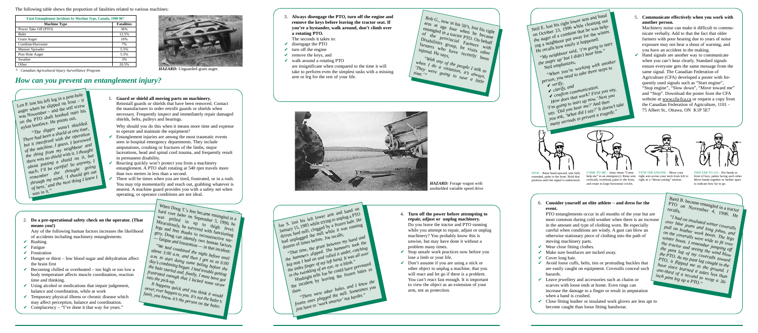The following table shows the proportion of fatalities related to various machines:

| Fatal Entanglement Incidents by Machine Type, Canada, 1990-96* | |
|---|---|
| **Machine Type** | **Fatalities** |
| Power Take Off (PTO) | 36% |
| Baler | 12.5% |
| Grain Auger | 10% |
| Combine/Harvester | 7% |
| Manure Spreader | 5.5% |
| Post Hole Auger | 5.5% |
| Swather | 3% |
| Other | 20.5% |

\* *Canadian Agricultural Injury Surveillance Program*

*HAZARD:* Unguarded grain auger.

## How can you prevent an entanglement injury?

*Len P. lost his left leg in a post-hole auger when he slipped on frost – it was November – and the self screw on the PTO shaft hooked onto his nylon bootlace. He points out,*

*"The digger wasn't shielded. There had been a shield at one time, but it interfered with the operation of the machine, I guess. I borrowed the thing from my neighbour and there was no shield with it. I thought about putting a shield on it, but each, I'll be careful! So anyway, I remember the thought going through my mind, 'I should get out of here,' and the next thing I knew I was in it."*

1. **Guard or shield all moving parts on machinery.** Reinstall guards or shields that have been removed. Contact the manufacturer to order retrofit guards or shields when necessary. Frequently inspect and immediately repair damaged shields, belts, pulleys and bearings.

   Why should you do this when it means more time and expense to operate and maintain the equipment?

   - ✔ Entanglement injuries are among the most traumatic events seen in hospital emergency departments. They include amputations, crushing or fractures of the limbs, major lacerations, head and spinal cord trauma, and frequently result in permanent disability.
   - ✔ Reacting quickly won't protect you from a machinery entanglement. A PTO shaft rotating at 540 rpm travels more than two metres in less than a second.
   - ✔ There will be times when you are tired, frustrated, or in a rush. You may trip momentarily and reach out, grabbing whatever is nearest. A machine guard provides you with a safety net when operating, or operator conditions are not ideal.

2. **Do a pre-operational safety check on the operator. (That means you!)**

   Any of the following human factors increases the likelihood of accidents including machinery entanglements:

   - ✔ Rushing
   - ✔ Fatigue
   - ✔ Frustration
   - ✔ Hunger or thirst – low blood sugar and dehydration affect the brain first
   - ✔ Becoming chilled or overheated – too high or too low a body temperature affects muscle coordination, reaction time and thinking.
   - ✔ Using alcohol or medications that impair judgement, balance and coordination, while at work
   - ✔ Temporary physical illness or chronic disease which may affect perception, balance and coordination.
   - ✔ Complacency – "I've done it that way for years."

*When Doug T.'s feet became entangled in a hard core baler on September 5, 1990, he was pulled in up to thigh level. Miraculously, he survived with functioning legs and feet thanks to reconstructive surgery. Doug can identify two human factors — fatigue and frustration — in that incident:*

*"We had combined the night before until about 3:00 a.m. and then I got up at 6:00 a.m. to start doing some baling before the day's combining began. I had some problems before the baler started and, finally, I must have got frustrated enough that I kicked some straw into the pick-up.*

*It happens quick and you think it would never, ever happen to you. It's not the baler's fault, you know, it's the person on the baler."*

3. **Always disengage the PTO, turn off the engine and remove the keys before leaving the tractor seat. If you're a bystander, walk around, don't climb over a rotating PTO.**

   The seconds it takes to:

   - ✔ disengage the PTO
   - ✔ turn off the engine
   - ✔ remove the keys, and
   - ✔ walk around a rotating PTO

   are insignificant when compared to the time it will take to perform even the simplest tasks with a missing arm or leg for the rest of your life.

*Bob G., now in his 50's, lost his right arm at age four when he became entangled in a tractor PTO. On behalf of the provincial Farmers with Disabilities group, he visits other farmers who have recently been injured. He says,*

*"With any of the people I talk to when I do a visitation, it's always, 'They were going to save a little time.'"*

*HAZARD:* Forage wagon with unshielded variable speed drive

*Joe S. lost his left lower arm and hand on January 15, 1985 while trying to unplug a PTO driven feed mill, clogged by a frozen bale. He had unplugged the mill while it was running dozens of times before. Joe recalls,*

*"That time, the grate between my hand and the hammers slipped. The hammers took the big mitt I had on and rolled it under, catching the index finger of my left hand. It was all over in the twinkling of an eye, or a blink."*

*Hindsight tells Joe he could have prevented the incident by leaving the frozen bales to thaw.*

*"There were other bales, and I knew the frozen ones plugged the mill. Sometimes you just have to 'work smarter' not harder."*

4. **Turn off the power before attempting to repair, adjust or unplug machinery.**

   Do you leave the tractor and PTO running while you attempt to repair, adjust or unplug machinery? You probably know this is unwise, but may have done it without a problem many times.

   - ✔ Stop unsafe work practices now before you lose a limb or your life.
   - ✔ Don't assume if you are using a stick or other object to unplug a machine, that you will react and let go if there is a problem. You can't react fast enough. It is important to view the object as an extension of your arm, not as protection.

*Neil E. lost his right lower arm and hand on October 23, 1996 while cleaning out the auger of a combine that he was helping a neighbour put away for the winter. He recalls how easily it happened.*

*"My neighbour said, 'I'm going to start the auger up' but I didn't hear him."*

*Neil emphasizes,*

*"When you're working with another person, you need to take three steps to*
*✔ verify,*
*✔ clarify, and*
*✔ confirm communication.*
*How does that work? First you say, 'I'm going to start up now.' Next you say, 'Did you hear me?' And then you ask, 'What did I say?' It doesn't take many seconds to prevent a tragedy."*

5. **Communicate effectively when you work with another person.**

   Machinery noise can make it difficult to communicate verbally. Add to that the fact that older farmers with poor hearing due to years of noise exposure may not hear a shout of warning, and you have an accident in the making.

   - ✔ Hand signals are another way to communicate when you can't hear clearly. Standard signals ensure everyone gets the same message from the same signal. The Canadian Federation of Agriculture (CFA) developed a poster with frequently used signals such as "Start engine", "Stop engine", "Slow down", "Move toward me" and "Stop". Download the poster from the CFA website at www.cfa-fca.ca or request a copy from the Canadian Federation of Agriculture, 1101 - 75 Albert St., Ottawa, ON K1P 5E7

STOP – Raise hand upward, arm fully extended, palm to the front. Hold that position until the signal is understood.

COME TO ME – (may mean "Come help me" in an emergency): Raise arm vertically overhead, palm to the front, and rotate in large horizontal circles.

STOP THE ENGINE – Move your right arm across your neck from left to right in a "throat-cutting" motion.

THIS FAR TO GO – Put hands in front of face, palms facing each other. Move hands together or further apart to indicate how far to go.

6. **Consider yourself an elite athlete – and dress for the event.**

   PTO entanglements occur in all months of the year but are most common during cold weather when there is an increase in the amount and type of clothing worn. Be especially careful when conditions are windy. A gust can blow an otherwise stationary piece of clothing into the path of moving machinery parts.

   - ✔ Wear close fitting clothes.
   - ✔ Make sure bootlaces are tucked away.
   - ✔ Cover long hair.
   - ✔ Avoid loose cuffs, belts, ties or protruding buckles that are easily caught on equipment. Coveralls conceal such hazards.
   - ✔ Leave jewellery and accessories such as chains or scarves with loose ends at home. Even rings can increase the damage to a finger or result in amputation when a hand is crushed.
   - ✔ Close fitting leather or insulated work gloves are less apt to become caught than loose fitting handwear.

*Basil B. became entangled in a tractor PTO on November 4, 1996. He recalls,*

*"I had on insulated winter coveralls over blue jeans and long johns, and pull on leather work boots. The legs on the coveralls were wide to fit over winter boots. I remember jumping off the tractor and seeing the wind blow the pant leg of my coveralls toward the PTO. As my pant leg caught in the PTO, it flipped me to the ground. I have since learned it takes less than one-third of a second to wrap a 36-inch pant leg up a PTO."*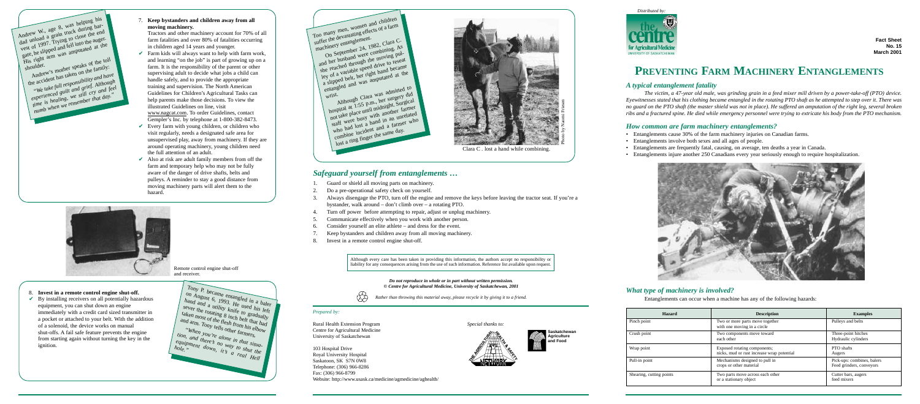*Distributed by:*

the centre for Agricultural Medicine
UNIVERSITY OF SASKATCHEWAN

**Fact Sheet No. 15 March 2001**

# PREVENTING FARM MACHINERY ENTANGLEMENTS

## *A typical entanglement fatality*

*The victim, a 47-year old male, was grinding grain in a feed mixer mill driven by a power-take-off (PTO) device. Eyewitnesses stated that his clothing became entangled in the rotating PTO shaft as he attempted to step over it. There was no guard on the PTO shaft (the master shield was not in place). He suffered an amputation of the right leg, several broken ribs and a fractured spine. He died while emergency personnel were trying to extricate his body from the PTO mechanism.*

## *How common are farm machinery entanglements?*

- Entanglements cause 30% of the farm machinery injuries on Canadian farms.
- Entanglements involve both sexes and all ages of people.
- Entanglements are frequently fatal, causing, on average, ten deaths a year in Canada.
- Entanglements injure another 250 Canadians every year seriously enough to require hospitalization.

## *What type of machinery is involved?*

Entanglements can occur when a machine has any of the following hazards:

| Hazard | Description | Examples |
|---|---|---|
| Pinch point | Two or more parts move together with one moving in a circle | Pulleys and belts |
| Crush point | Two components move toward each other | Three-point hitches Hydraulic cylinders |
| Wrap point | Exposed rotating components; nicks, mud or rust increase wrap potential | PTO shafts Augers |
| Pull-in point | Mechanisms designed to pull in crops or other material | Pick-ups: combines, balers Feed grinders, conveyors |
| Shearing, cutting points | Two parts move across each other or a stationary object | Cutter bars, augers feed mixers |

*Too many men, women and children suffer the devastating effects of a farm machinery entanglement.*

*On September 24, 1982, Clara C. and her husband were combining. As she reached through the moving pulley of a variable speed drive to reseat a slipped belt, her right hand became entangled and was amputated at the wrist.*

*Although Clara was admitted to hospital at 1:55 p.m., her surgery did not take place until midnight. Surgical staff were busy with another farmer who had lost a hand in an unrelated combine incident and a farmer who lost a ring finger the same day.*

Clara C . lost a hand while combining.

Photo by Naomi Fraser

## *Safeguard yourself from entanglements …*

1. Guard or shield all moving parts on machinery.
2. Do a pre-operational safety check on yourself.
3. Always disengage the PTO, turn off the engine and remove the keys before leaving the tractor seat. If you're a bystander, walk around – don't climb over – a rotating PTO.
4. Turn off power before attempting to repair, adjust or unplug machinery.
5. Communicate effectively when you work with another person.
6. Consider yourself an elite athlete – and dress for the event.
7. Keep bystanders and children away from all moving machinery.
8. Invest in a remote control engine shut-off.

Although every care has been taken in providing this information, the authors accept no responsibility or liability for any consequences arising from the use of such information. Reference list available upon request.

***Do not reproduce in whole or in part without written permission.***
***© Centre for Agricultural Medicine, University of Saskatchewan, 2001***

*Rather than throwing this material away, please recycle it by giving it to a friend.*

*Prepared by:*

Rural Health Extension Program
Centre for Agricultural Medicine
University of Saskatchewan

103 Hospital Drive
Royal University Hospital
Saskatoon, SK S7N 0W8
Telephone: (306) 966-8286
Fax: (306) 966-8799
Website: http://www.usask.ca/medicine/agmedicine/aghealth/

*Special thanks to:*

The Agricultural Health & Safety Network

Saskatchewan Agriculture and Food

*Andrew W., age 8, was helping his dad unload a grain truck during harvest of 1997. Trying to close the end gate, he slipped and fell into the auger. His right arm was amputated at the shoulder.*

*Andrew's mother speaks of the toll the accident has taken on the family:*

*"We take full responsibility and have experienced guilt and grief. Although time is healing, we still cry and feel numb when we remember that day."*

7. **Keep bystanders and children away from all moving machinery.**
   Tractors and other machinery account for 70% of all farm fatalities and over 80% of fatalities occurring in children aged 14 years and younger.
   - ✔ Farm kids will always want to help with farm work, and learning "on the job" is part of growing up on a farm. It is the responsibility of the parent or other supervising adult to decide what jobs a child can handle safely, and to provide the appropriate training and supervision. The North American Guidelines for Children's Agricultural Tasks can help parents make those decisions. To view the illustrated Guidelines on line, visit www.nagcat.com. To order Guidelines, contact Gempler's Inc. by telephone at 1-800-382-8473.
   - ✔ Every farm with young children, or children who visit regularly, needs a designated safe area for unsupervised play, away from machinery. If they are around operating machinery, young children need the full attention of an adult.
   - ✔ Also at risk are adult family members from off the farm and temporary help who may not be fully aware of the danger of drive shafts, belts and pulleys. A reminder to stay a good distance from moving machinery parts will alert them to the hazard.

Remote control engine shut-off and receiver.

8. **Invest in a remote control engine shut-off.**
   - ✔ By installing receivers on all potentially hazardous equipment, you can shut down an engine immediately with a credit card sized transmitter in a pocket or attached to your belt. With the addition of a solenoid, the device works on manual shut-offs. A fail safe feature prevents the engine from starting again without turning the key in the ignition.

*Tony P. became entangled in a baler on August 6, 1993. He used his left hand and a utility knife to gradually sever the rotating 8 inch belt that had taken most of the flesh from his elbow and arm. Tony tells other farmers,*

*"When you're alone in that situation, and there's no way to shut the equipment down, it's a real Hell hole."*